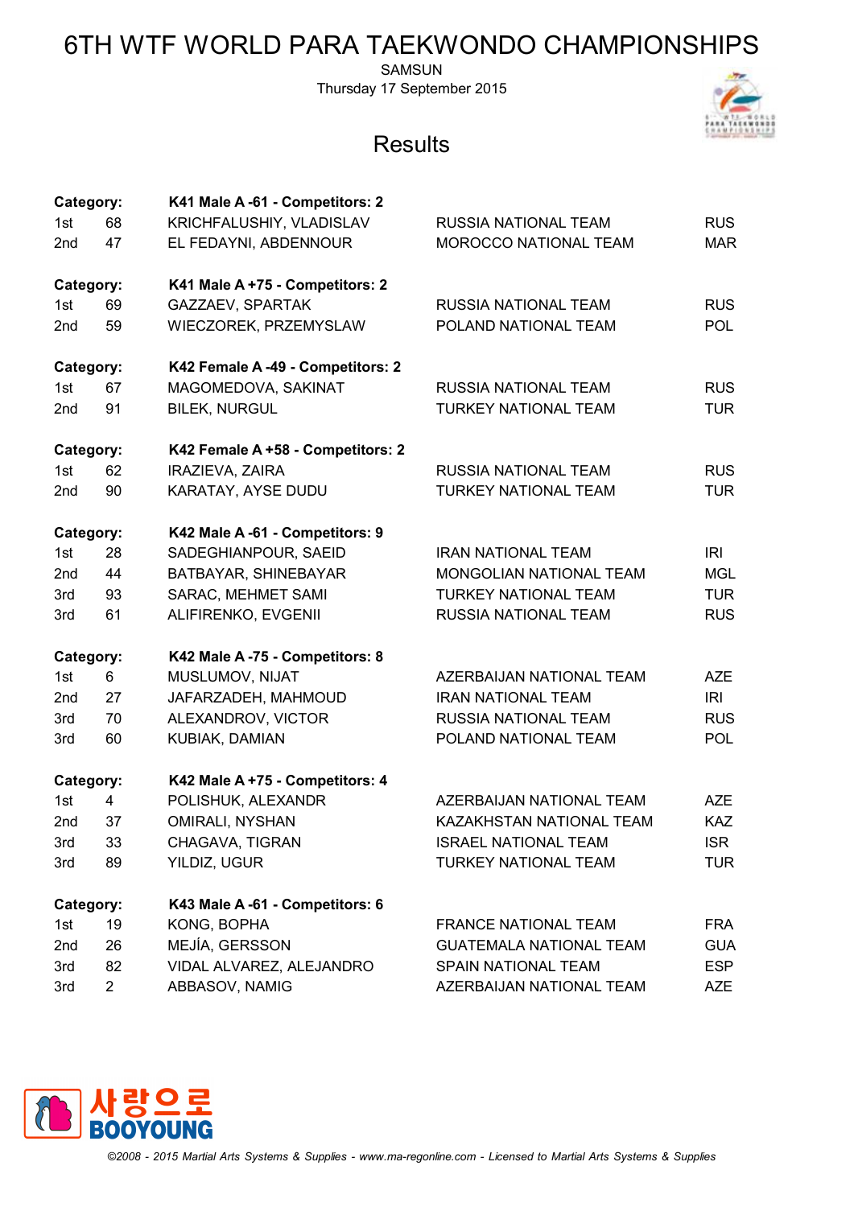# 6TH WTF WORLD PARA TAEKWONDO CHAMPIONSHIPS

SAMSUN

Thursday 17 September 2015

## Results

| | | | | |
|---|---|---|---|---|
| **Category:** | | **K41 Male A -61 - Competitors: 2** | | |
| 1st | 68 | KRICHFALUSHIY, VLADISLAV | RUSSIA NATIONAL TEAM | RUS |
| 2nd | 47 | EL FEDAYNI, ABDENNOUR | MOROCCO NATIONAL TEAM | MAR |
| **Category:** | | **K41 Male A +75 - Competitors: 2** | | |
| 1st | 69 | GAZZAEV, SPARTAK | RUSSIA NATIONAL TEAM | RUS |
| 2nd | 59 | WIECZOREK, PRZEMYSLAW | POLAND NATIONAL TEAM | POL |
| **Category:** | | **K42 Female A -49 - Competitors: 2** | | |
| 1st | 67 | MAGOMEDOVA, SAKINAT | RUSSIA NATIONAL TEAM | RUS |
| 2nd | 91 | BILEK, NURGUL | TURKEY NATIONAL TEAM | TUR |
| **Category:** | | **K42 Female A +58 - Competitors: 2** | | |
| 1st | 62 | IRAZIEVA, ZAIRA | RUSSIA NATIONAL TEAM | RUS |
| 2nd | 90 | KARATAY, AYSE DUDU | TURKEY NATIONAL TEAM | TUR |
| **Category:** | | **K42 Male A -61 - Competitors: 9** | | |
| 1st | 28 | SADEGHIANPOUR, SAEID | IRAN NATIONAL TEAM | IRI |
| 2nd | 44 | BATBAYAR, SHINEBAYAR | MONGOLIAN NATIONAL TEAM | MGL |
| 3rd | 93 | SARAC, MEHMET SAMI | TURKEY NATIONAL TEAM | TUR |
| 3rd | 61 | ALIFIRENKO, EVGENII | RUSSIA NATIONAL TEAM | RUS |
| **Category:** | | **K42 Male A -75 - Competitors: 8** | | |
| 1st | 6 | MUSLUMOV, NIJAT | AZERBAIJAN NATIONAL TEAM | AZE |
| 2nd | 27 | JAFARZADEH, MAHMOUD | IRAN NATIONAL TEAM | IRI |
| 3rd | 70 | ALEXANDROV, VICTOR | RUSSIA NATIONAL TEAM | RUS |
| 3rd | 60 | KUBIAK, DAMIAN | POLAND NATIONAL TEAM | POL |
| **Category:** | | **K42 Male A +75 - Competitors: 4** | | |
| 1st | 4 | POLISHUK, ALEXANDR | AZERBAIJAN NATIONAL TEAM | AZE |
| 2nd | 37 | OMIRALI, NYSHAN | KAZAKHSTAN NATIONAL TEAM | KAZ |
| 3rd | 33 | CHAGAVA, TIGRAN | ISRAEL NATIONAL TEAM | ISR |
| 3rd | 89 | YILDIZ, UGUR | TURKEY NATIONAL TEAM | TUR |
| **Category:** | | **K43 Male A -61 - Competitors: 6** | | |
| 1st | 19 | KONG, BOPHA | FRANCE NATIONAL TEAM | FRA |
| 2nd | 26 | MEJÍA, GERSSON | GUATEMALA NATIONAL TEAM | GUA |
| 3rd | 82 | VIDAL ALVAREZ, ALEJANDRO | SPAIN NATIONAL TEAM | ESP |
| 3rd | 2 | ABBASOV, NAMIG | AZERBAIJAN NATIONAL TEAM | AZE |

사랑으로 BOOYOUNG

*©2008 - 2015 Martial Arts Systems & Supplies - www.ma-regonline.com - Licensed to Martial Arts Systems & Supplies*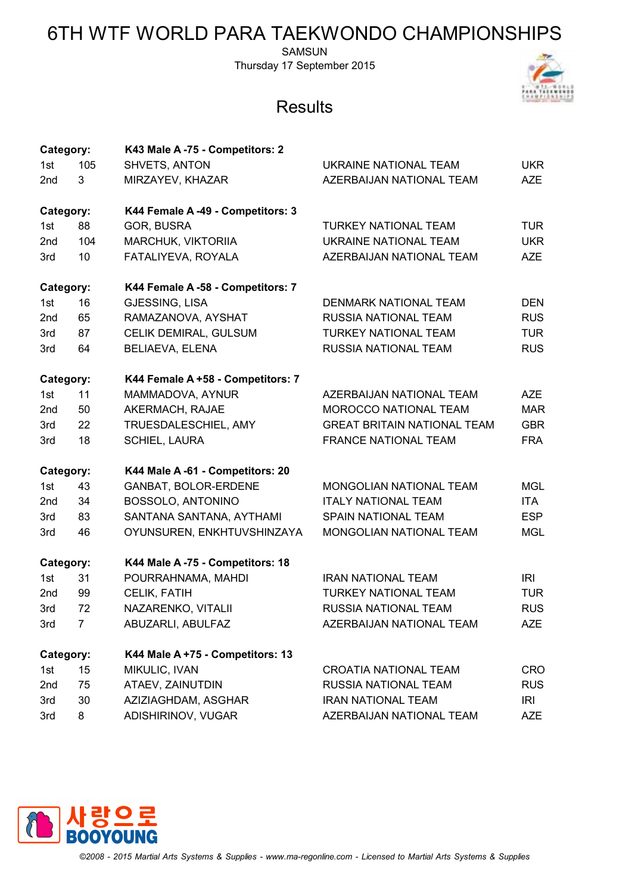# 6TH WTF WORLD PARA TAEKWONDO CHAMPIONSHIPS

SAMSUN

Thursday 17 September 2015

## Results

| | | | | |
|---|---|---|---|---|
| **Category:** | | **K43 Male A -75 - Competitors: 2** | | |
| 1st | 105 | SHVETS, ANTON | UKRAINE NATIONAL TEAM | UKR |
| 2nd | 3 | MIRZAYEV, KHAZAR | AZERBAIJAN NATIONAL TEAM | AZE |
| **Category:** | | **K44 Female A -49 - Competitors: 3** | | |
| 1st | 88 | GOR, BUSRA | TURKEY NATIONAL TEAM | TUR |
| 2nd | 104 | MARCHUK, VIKTORIIA | UKRAINE NATIONAL TEAM | UKR |
| 3rd | 10 | FATALIYEVA, ROYALA | AZERBAIJAN NATIONAL TEAM | AZE |
| **Category:** | | **K44 Female A -58 - Competitors: 7** | | |
| 1st | 16 | GJESSING, LISA | DENMARK NATIONAL TEAM | DEN |
| 2nd | 65 | RAMAZANOVA, AYSHAT | RUSSIA NATIONAL TEAM | RUS |
| 3rd | 87 | CELIK DEMIRAL, GULSUM | TURKEY NATIONAL TEAM | TUR |
| 3rd | 64 | BELIAEVA, ELENA | RUSSIA NATIONAL TEAM | RUS |
| **Category:** | | **K44 Female A +58 - Competitors: 7** | | |
| 1st | 11 | MAMMADOVA, AYNUR | AZERBAIJAN NATIONAL TEAM | AZE |
| 2nd | 50 | AKERMACH, RAJAE | MOROCCO NATIONAL TEAM | MAR |
| 3rd | 22 | TRUESDALESCHIEL, AMY | GREAT BRITAIN NATIONAL TEAM | GBR |
| 3rd | 18 | SCHIEL, LAURA | FRANCE NATIONAL TEAM | FRA |
| **Category:** | | **K44 Male A -61 - Competitors: 20** | | |
| 1st | 43 | GANBAT, BOLOR-ERDENE | MONGOLIAN NATIONAL TEAM | MGL |
| 2nd | 34 | BOSSOLO, ANTONINO | ITALY NATIONAL TEAM | ITA |
| 3rd | 83 | SANTANA SANTANA, AYTHAMI | SPAIN NATIONAL TEAM | ESP |
| 3rd | 46 | OYUNSUREN, ENKHTUVSHINZAYA | MONGOLIAN NATIONAL TEAM | MGL |
| **Category:** | | **K44 Male A -75 - Competitors: 18** | | |
| 1st | 31 | POURRAHNAMA, MAHDI | IRAN NATIONAL TEAM | IRI |
| 2nd | 99 | CELIK, FATIH | TURKEY NATIONAL TEAM | TUR |
| 3rd | 72 | NAZARENKO, VITALII | RUSSIA NATIONAL TEAM | RUS |
| 3rd | 7 | ABUZARLI, ABULFAZ | AZERBAIJAN NATIONAL TEAM | AZE |
| **Category:** | | **K44 Male A +75 - Competitors: 13** | | |
| 1st | 15 | MIKULIC, IVAN | CROATIA NATIONAL TEAM | CRO |
| 2nd | 75 | ATAEV, ZAINUTDIN | RUSSIA NATIONAL TEAM | RUS |
| 3rd | 30 | AZIZIAGHDAM, ASGHAR | IRAN NATIONAL TEAM | IRI |
| 3rd | 8 | ADISHIRINOV, VUGAR | AZERBAIJAN NATIONAL TEAM | AZE |

사랑으로 BOOYOUNG

*©2008 - 2015 Martial Arts Systems & Supplies - www.ma-regonline.com - Licensed to Martial Arts Systems & Supplies*